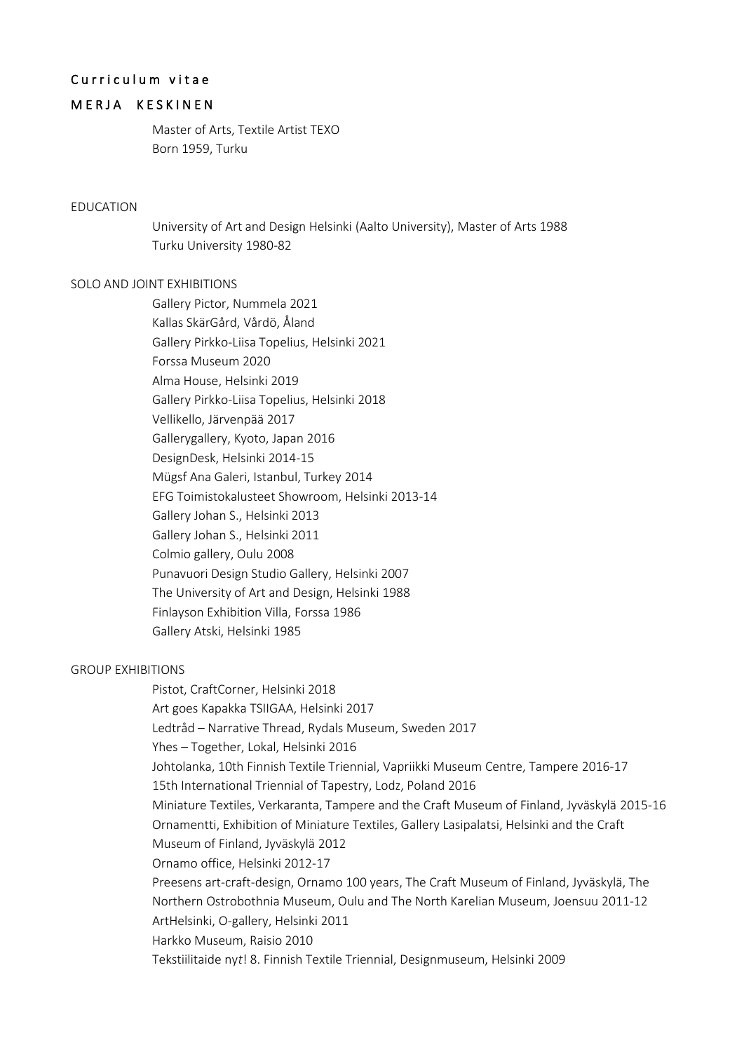# Curriculum vitae

## MERJA KESKINEN

Master of Arts, Textile Artist TEXO
Born 1959, Turku

### EDUCATION

University of Art and Design Helsinki (Aalto University), Master of Arts 1988
Turku University 1980-82

### SOLO AND JOINT EXHIBITIONS

Gallery Pictor, Nummela 2021
Kallas SkärGård, Vårdö, Åland
Gallery Pirkko-Liisa Topelius, Helsinki 2021
Forssa Museum 2020
Alma House, Helsinki 2019
Gallery Pirkko-Liisa Topelius, Helsinki 2018
Vellikello, Järvenpää 2017
Gallerygallery, Kyoto, Japan 2016
DesignDesk, Helsinki 2014-15
Mügsf Ana Galeri, Istanbul, Turkey 2014
EFG Toimistokalusteet Showroom, Helsinki 2013-14
Gallery Johan S., Helsinki 2013
Gallery Johan S., Helsinki 2011
Colmio gallery, Oulu 2008
Punavuori Design Studio Gallery, Helsinki 2007
The University of Art and Design, Helsinki 1988
Finlayson Exhibition Villa, Forssa 1986
Gallery Atski, Helsinki 1985

### GROUP EXHIBITIONS

Pistot, CraftCorner, Helsinki 2018
Art goes Kapakka TSIIGAA, Helsinki 2017
Ledtråd – Narrative Thread, Rydals Museum, Sweden 2017
Yhes – Together, Lokal, Helsinki 2016
Johtolanka, 10th Finnish Textile Triennial, Vapriikki Museum Centre, Tampere 2016-17
15th International Triennial of Tapestry, Lodz, Poland 2016
Miniature Textiles, Verkaranta, Tampere and the Craft Museum of Finland, Jyväskylä 2015-16
Ornamentti, Exhibition of Miniature Textiles, Gallery Lasipalatsi, Helsinki and the Craft Museum of Finland, Jyväskylä 2012
Ornamo office, Helsinki 2012-17
Preesens art-craft-design, Ornamo 100 years, The Craft Museum of Finland, Jyväskylä, The Northern Ostrobothnia Museum, Oulu and The North Karelian Museum, Joensuu 2011-12
ArtHelsinki, O-gallery, Helsinki 2011
Harkko Museum, Raisio 2010
Tekstiilitaide nyt! 8. Finnish Textile Triennial, Designmuseum, Helsinki 2009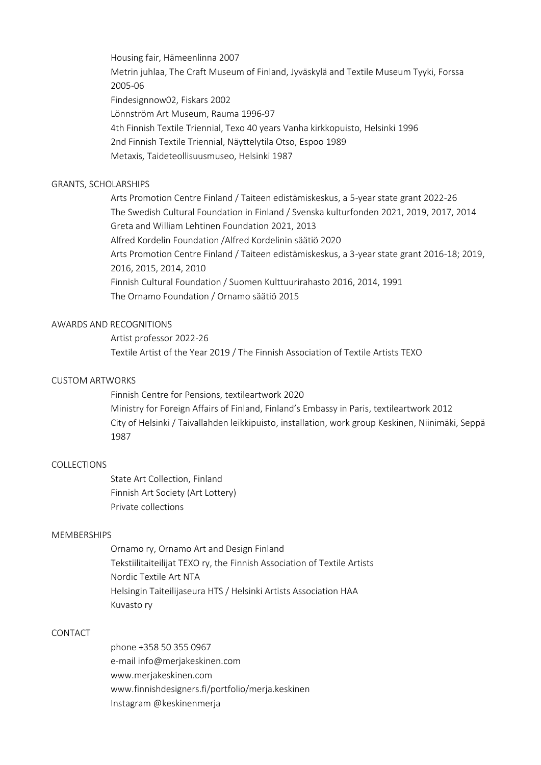Housing fair, Hämeenlinna 2007
Metrin juhlaa, The Craft Museum of Finland, Jyväskylä and Textile Museum Tyyki, Forssa 2005-06
Findesignnow02, Fiskars 2002
Lönnström Art Museum, Rauma 1996-97
4th Finnish Textile Triennial, Texo 40 years Vanha kirkkopuisto, Helsinki 1996
2nd Finnish Textile Triennial, Näyttelytila Otso, Espoo 1989
Metaxis, Taideteollisuusmuseo, Helsinki 1987

## GRANTS, SCHOLARSHIPS

Arts Promotion Centre Finland / Taiteen edistämiskeskus, a 5-year state grant 2022-26
The Swedish Cultural Foundation in Finland / Svenska kulturfonden 2021, 2019, 2017, 2014
Greta and William Lehtinen Foundation 2021, 2013
Alfred Kordelin Foundation /Alfred Kordelinin säätiö 2020
Arts Promotion Centre Finland / Taiteen edistämiskeskus, a 3-year state grant 2016-18; 2019, 2016, 2015, 2014, 2010
Finnish Cultural Foundation / Suomen Kulttuurirahasto 2016, 2014, 1991
The Ornamo Foundation / Ornamo säätiö 2015

## AWARDS AND RECOGNITIONS

Artist professor 2022-26
Textile Artist of the Year 2019 / The Finnish Association of Textile Artists TEXO

## CUSTOM ARTWORKS

Finnish Centre for Pensions, textileartwork 2020
Ministry for Foreign Affairs of Finland, Finland's Embassy in Paris, textileartwork 2012
City of Helsinki / Taivallahden leikkipuisto, installation, work group Keskinen, Niinimäki, Seppä 1987

## COLLECTIONS

State Art Collection, Finland
Finnish Art Society (Art Lottery)
Private collections

## MEMBERSHIPS

Ornamo ry, Ornamo Art and Design Finland
Tekstiilitaiteilijat TEXO ry, the Finnish Association of Textile Artists
Nordic Textile Art NTA
Helsingin Taiteilijaseura HTS / Helsinki Artists Association HAA
Kuvasto ry

## CONTACT

phone +358 50 355 0967
e-mail info@merjakeskinen.com
www.merjakeskinen.com
www.finnishdesigners.fi/portfolio/merja.keskinen
Instagram @keskinenmerja